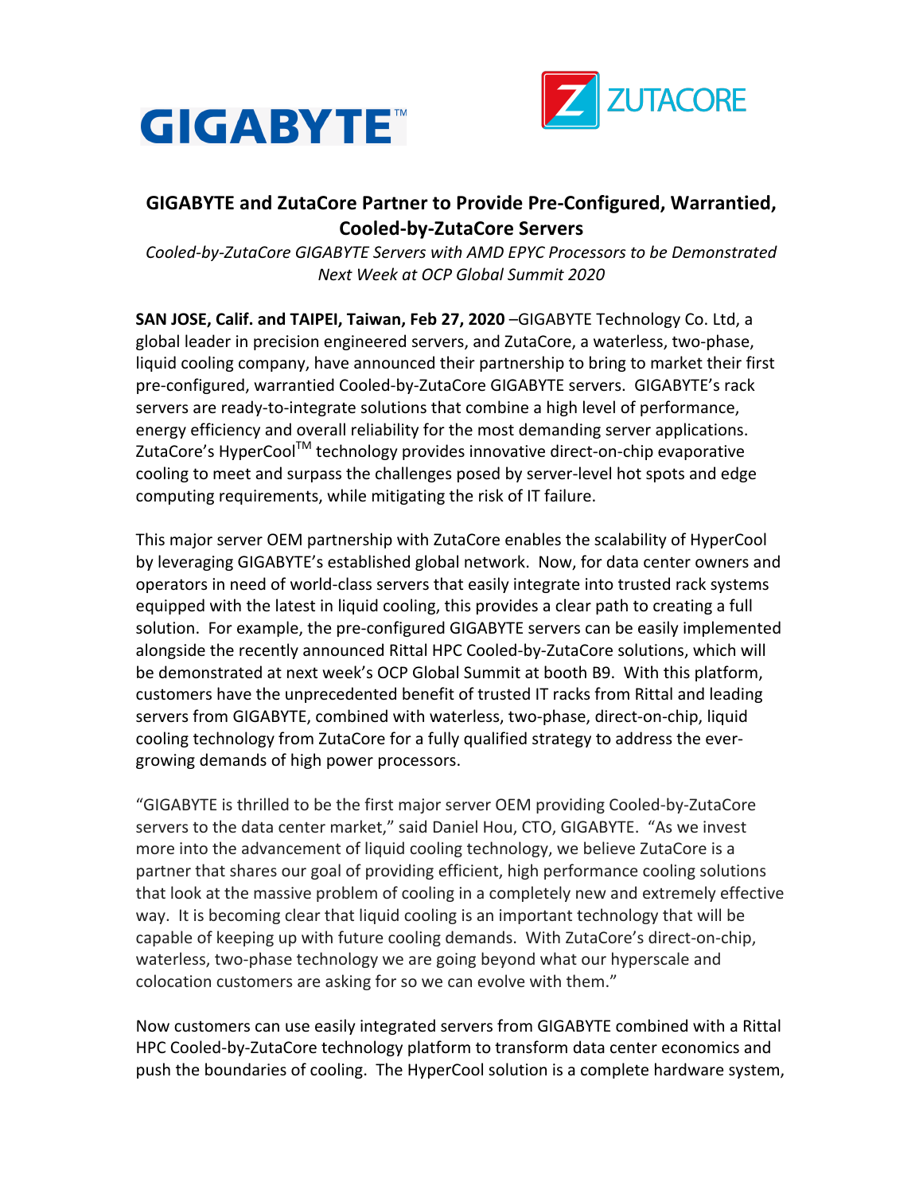GIGABYTE™

ZUTACORE

# GIGABYTE and ZutaCore Partner to Provide Pre-Configured, Warrantied, Cooled-by-ZutaCore Servers

*Cooled-by-ZutaCore GIGABYTE Servers with AMD EPYC Processors to be Demonstrated Next Week at OCP Global Summit 2020*

**SAN JOSE, Calif. and TAIPEI, Taiwan, Feb 27, 2020** –GIGABYTE Technology Co. Ltd, a global leader in precision engineered servers, and ZutaCore, a waterless, two-phase, liquid cooling company, have announced their partnership to bring to market their first pre-configured, warrantied Cooled-by-ZutaCore GIGABYTE servers. GIGABYTE's rack servers are ready-to-integrate solutions that combine a high level of performance, energy efficiency and overall reliability for the most demanding server applications. ZutaCore's HyperCool™ technology provides innovative direct-on-chip evaporative cooling to meet and surpass the challenges posed by server-level hot spots and edge computing requirements, while mitigating the risk of IT failure.

This major server OEM partnership with ZutaCore enables the scalability of HyperCool by leveraging GIGABYTE's established global network. Now, for data center owners and operators in need of world-class servers that easily integrate into trusted rack systems equipped with the latest in liquid cooling, this provides a clear path to creating a full solution. For example, the pre-configured GIGABYTE servers can be easily implemented alongside the recently announced Rittal HPC Cooled-by-ZutaCore solutions, which will be demonstrated at next week's OCP Global Summit at booth B9. With this platform, customers have the unprecedented benefit of trusted IT racks from Rittal and leading servers from GIGABYTE, combined with waterless, two-phase, direct-on-chip, liquid cooling technology from ZutaCore for a fully qualified strategy to address the ever-growing demands of high power processors.

"GIGABYTE is thrilled to be the first major server OEM providing Cooled-by-ZutaCore servers to the data center market," said Daniel Hou, CTO, GIGABYTE. "As we invest more into the advancement of liquid cooling technology, we believe ZutaCore is a partner that shares our goal of providing efficient, high performance cooling solutions that look at the massive problem of cooling in a completely new and extremely effective way. It is becoming clear that liquid cooling is an important technology that will be capable of keeping up with future cooling demands. With ZutaCore's direct-on-chip, waterless, two-phase technology we are going beyond what our hyperscale and colocation customers are asking for so we can evolve with them."

Now customers can use easily integrated servers from GIGABYTE combined with a Rittal HPC Cooled-by-ZutaCore technology platform to transform data center economics and push the boundaries of cooling. The HyperCool solution is a complete hardware system,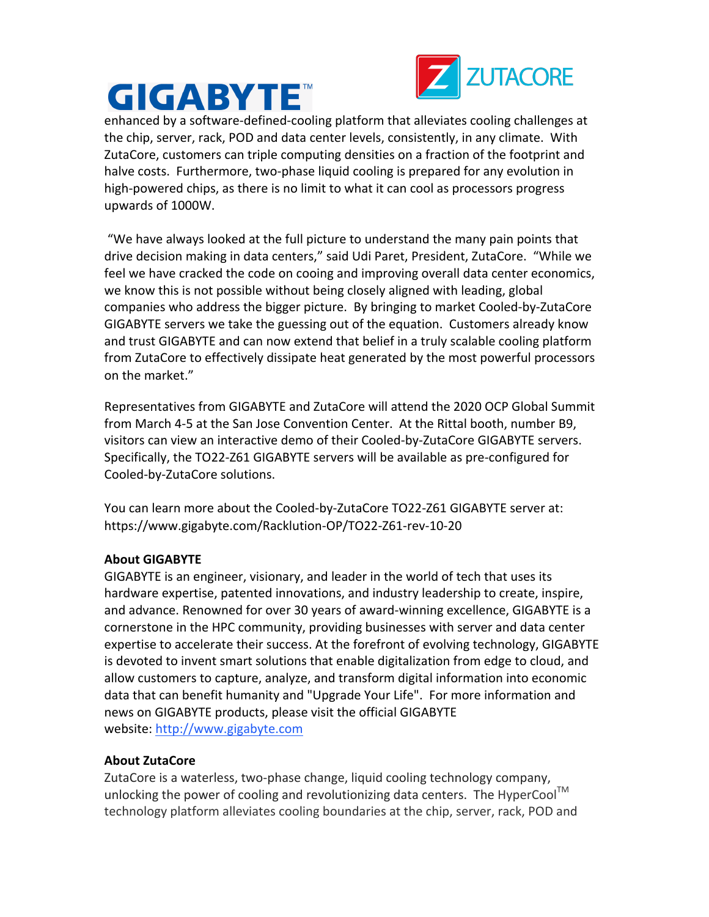enhanced by a software-defined-cooling platform that alleviates cooling challenges at the chip, server, rack, POD and data center levels, consistently, in any climate. With ZutaCore, customers can triple computing densities on a fraction of the footprint and halve costs. Furthermore, two-phase liquid cooling is prepared for any evolution in high-powered chips, as there is no limit to what it can cool as processors progress upwards of 1000W.

"We have always looked at the full picture to understand the many pain points that drive decision making in data centers," said Udi Paret, President, ZutaCore. "While we feel we have cracked the code on cooing and improving overall data center economics, we know this is not possible without being closely aligned with leading, global companies who address the bigger picture. By bringing to market Cooled-by-ZutaCore GIGABYTE servers we take the guessing out of the equation. Customers already know and trust GIGABYTE and can now extend that belief in a truly scalable cooling platform from ZutaCore to effectively dissipate heat generated by the most powerful processors on the market."

Representatives from GIGABYTE and ZutaCore will attend the 2020 OCP Global Summit from March 4-5 at the San Jose Convention Center. At the Rittal booth, number B9, visitors can view an interactive demo of their Cooled-by-ZutaCore GIGABYTE servers. Specifically, the TO22-Z61 GIGABYTE servers will be available as pre-configured for Cooled-by-ZutaCore solutions.

You can learn more about the Cooled-by-ZutaCore TO22-Z61 GIGABYTE server at: https://www.gigabyte.com/Racklution-OP/TO22-Z61-rev-10-20

**About GIGABYTE**

GIGABYTE is an engineer, visionary, and leader in the world of tech that uses its hardware expertise, patented innovations, and industry leadership to create, inspire, and advance. Renowned for over 30 years of award-winning excellence, GIGABYTE is a cornerstone in the HPC community, providing businesses with server and data center expertise to accelerate their success. At the forefront of evolving technology, GIGABYTE is devoted to invent smart solutions that enable digitalization from edge to cloud, and allow customers to capture, analyze, and transform digital information into economic data that can benefit humanity and "Upgrade Your Life". For more information and news on GIGABYTE products, please visit the official GIGABYTE website: [http://www.gigabyte.com](http://www.gigabyte.com)

**About ZutaCore**

ZutaCore is a waterless, two-phase change, liquid cooling technology company, unlocking the power of cooling and revolutionizing data centers. The HyperCool™ technology platform alleviates cooling boundaries at the chip, server, rack, POD and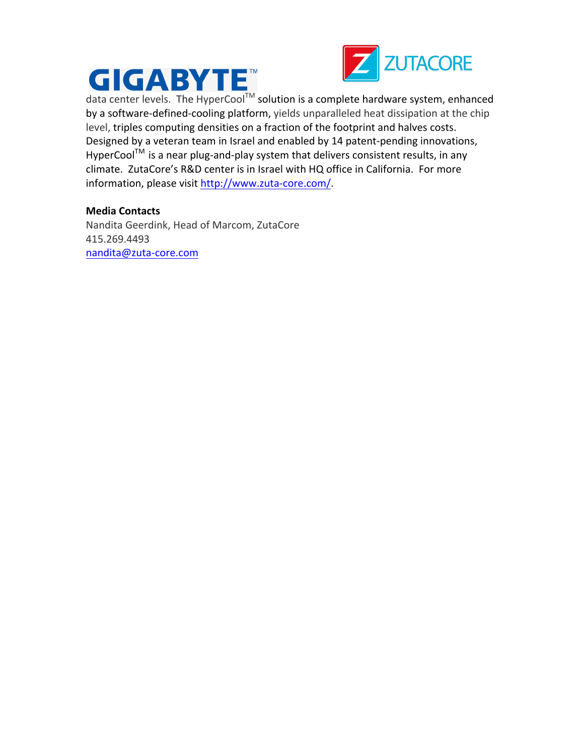data center levels. The HyperCool™ solution is a complete hardware system, enhanced by a software-defined-cooling platform, yields unparalleled heat dissipation at the chip level, triples computing densities on a fraction of the footprint and halves costs. Designed by a veteran team in Israel and enabled by 14 patent-pending innovations, HyperCool™ is a near plug-and-play system that delivers consistent results, in any climate. ZutaCore's R&D center is in Israel with HQ office in California. For more information, please visit http://www.zuta-core.com/.

**Media Contacts**

Nandita Geerdink, Head of Marcom, ZutaCore
415.269.4493
nandita@zuta-core.com